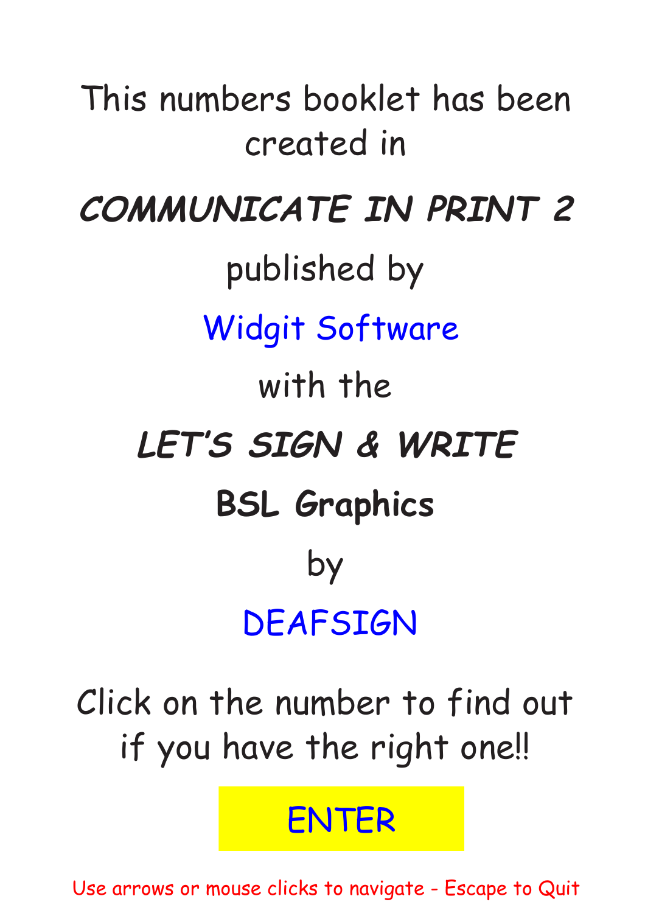This numbers booklet has been created in

***COMMUNICATE IN PRINT 2***

published by

Widgit Software

with the

***LET'S SIGN & WRITE***

**BSL Graphics**

by

DEAFSIGN

Click on the number to find out if you have the right one!!

ENTER

Use arrows or mouse clicks to navigate - Escape to Quit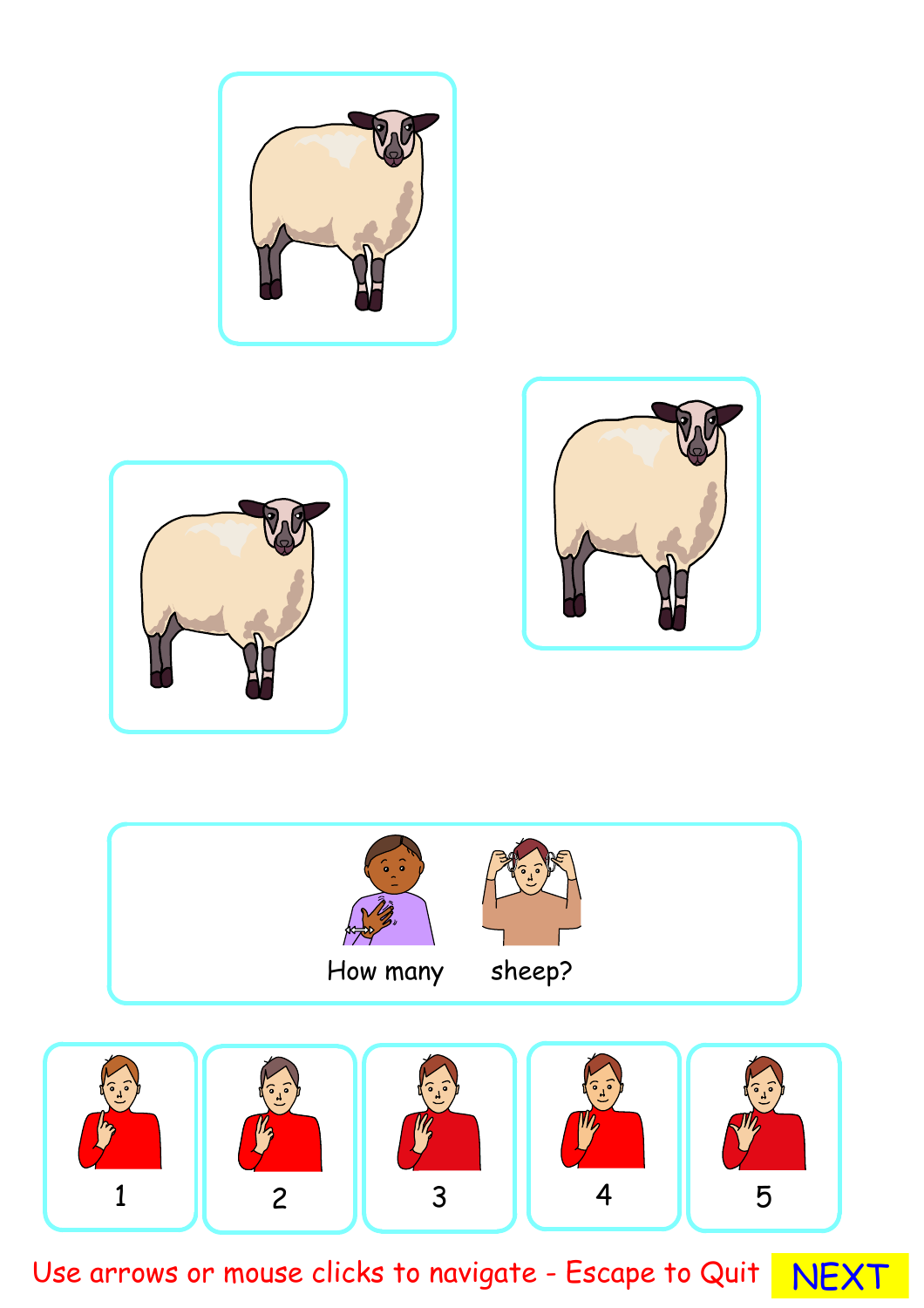How many sheep?

1

2

3

4

5

Use arrows or mouse clicks to navigate - Escape to Quit

NEXT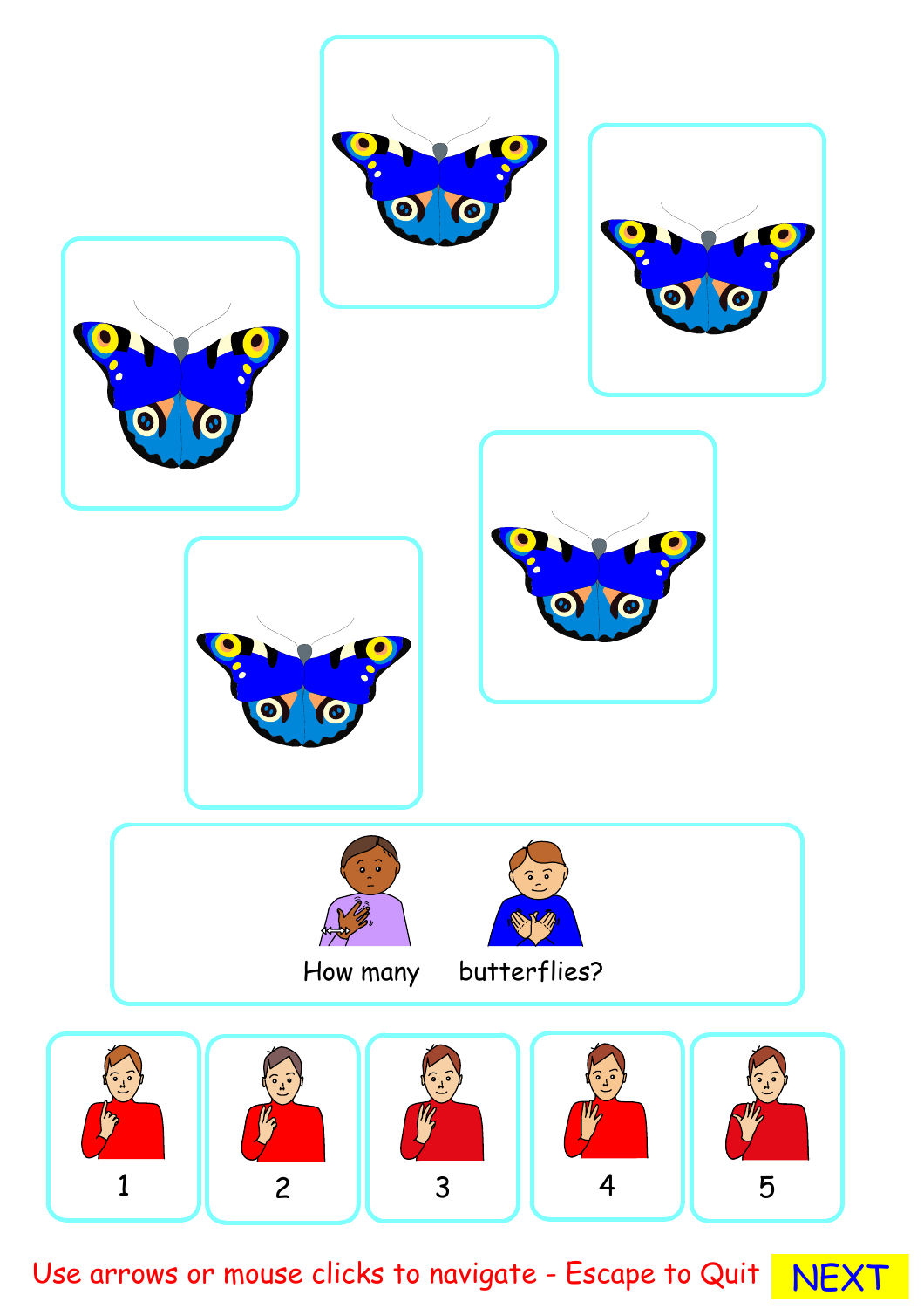How many butterflies?

1

2

3

4

5

Use arrows or mouse clicks to navigate - Escape to Quit

NEXT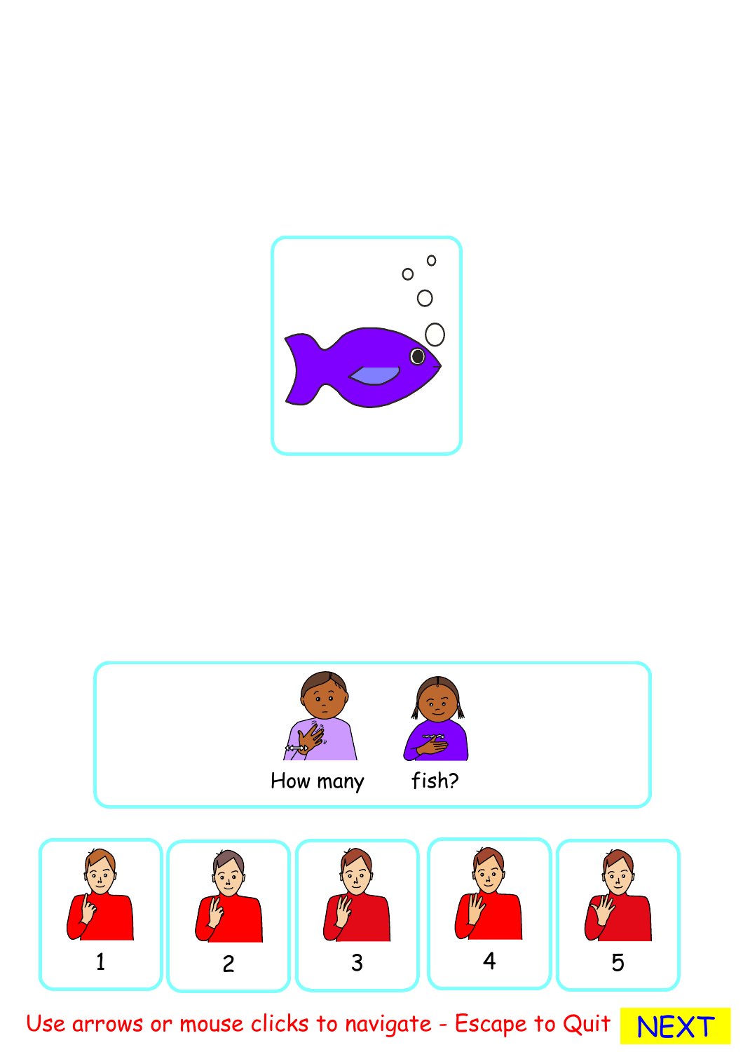How many fish?

1 2 3 4 5

Use arrows or mouse clicks to navigate - Escape to Quit NEXT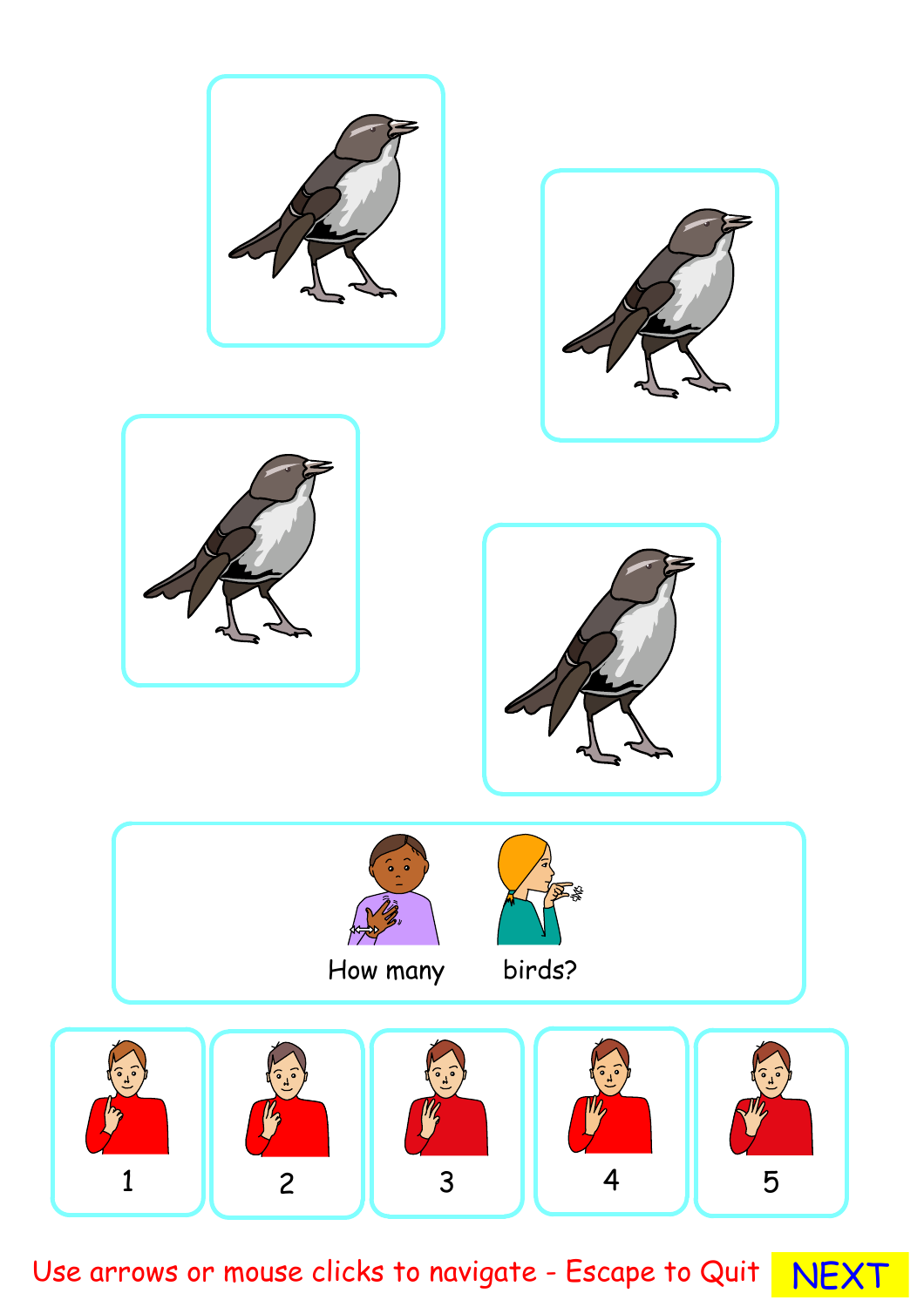How many birds?

1

2

3

4

5

Use arrows or mouse clicks to navigate - Escape to Quit

NEXT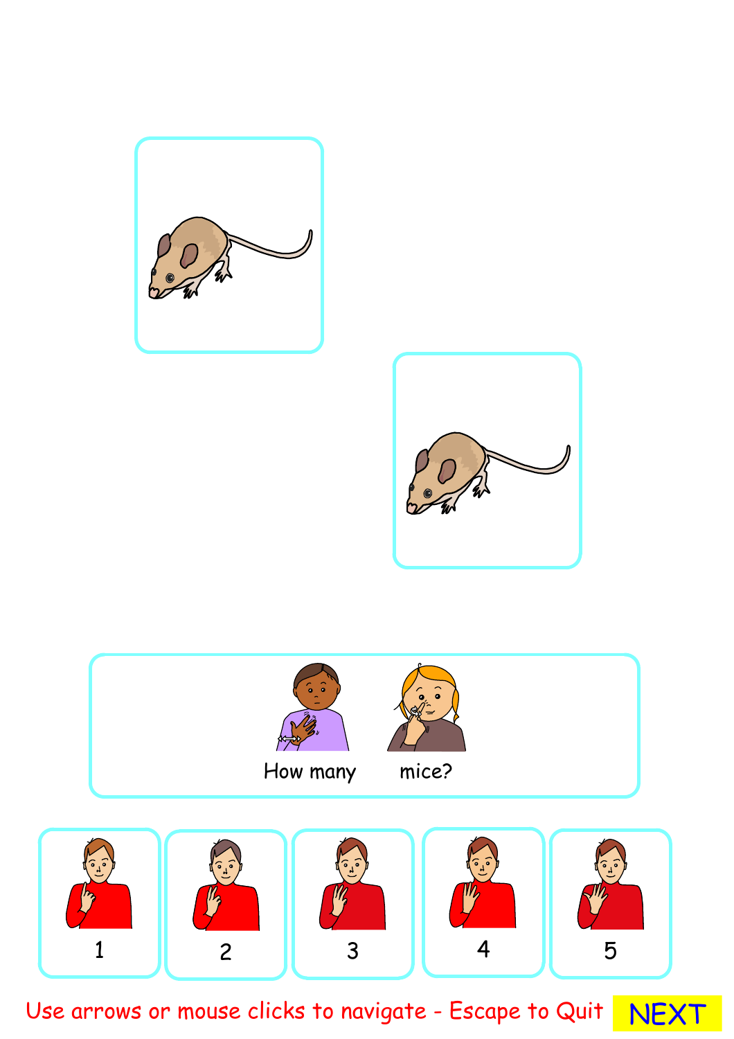How many mice?

1

2

3

4

5

Use arrows or mouse clicks to navigate - Escape to Quit

NEXT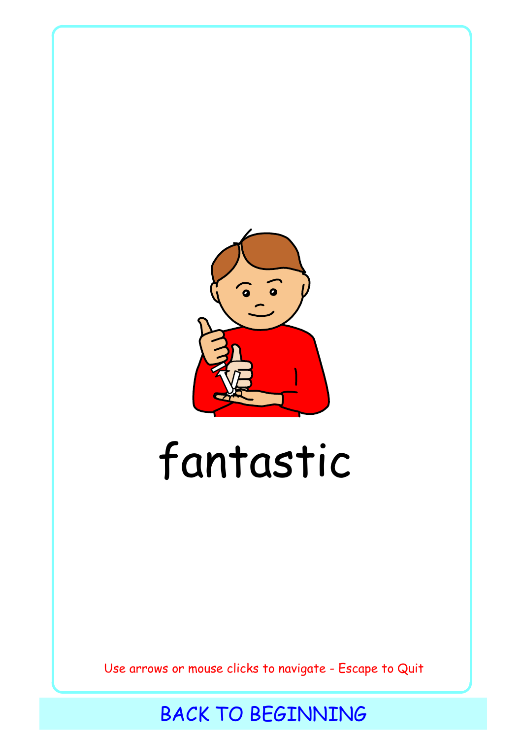fantastic

Use arrows or mouse clicks to navigate - Escape to Quit

BACK TO BEGINNING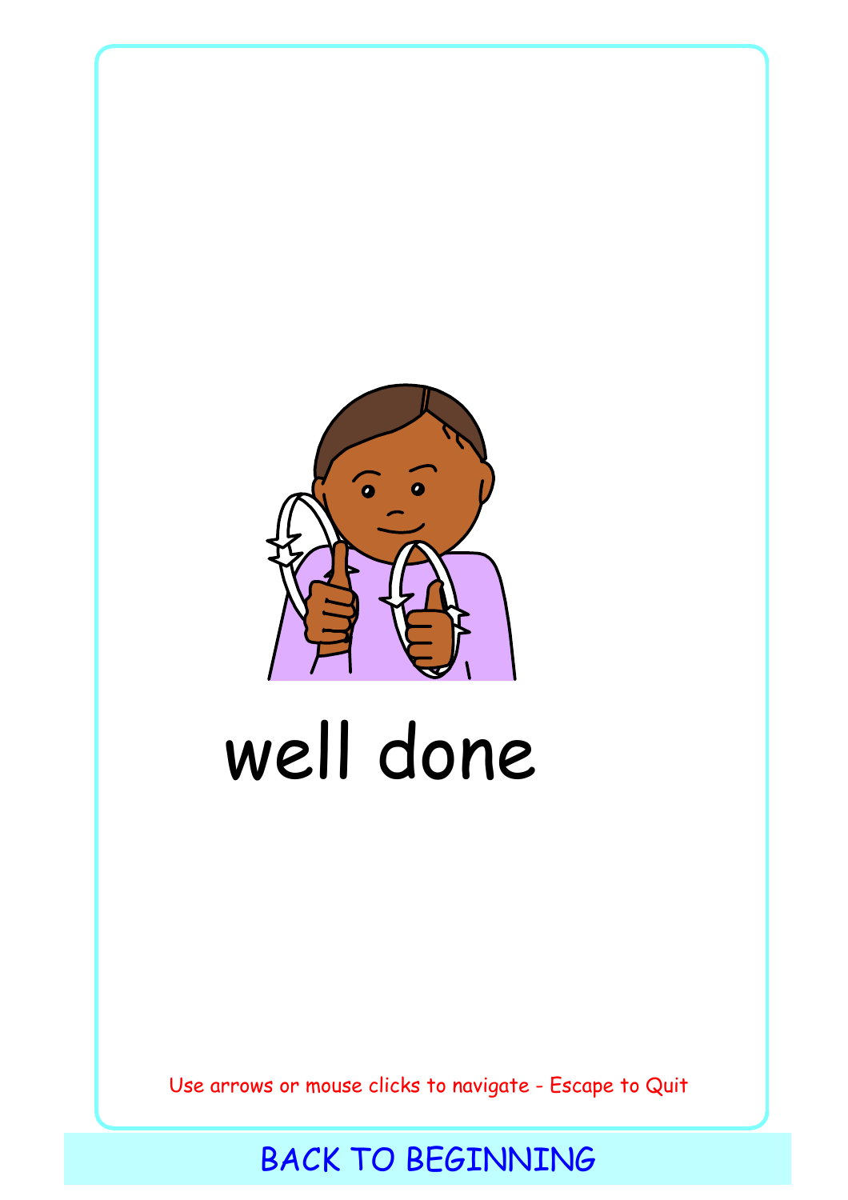well done

Use arrows or mouse clicks to navigate - Escape to Quit

BACK TO BEGINNING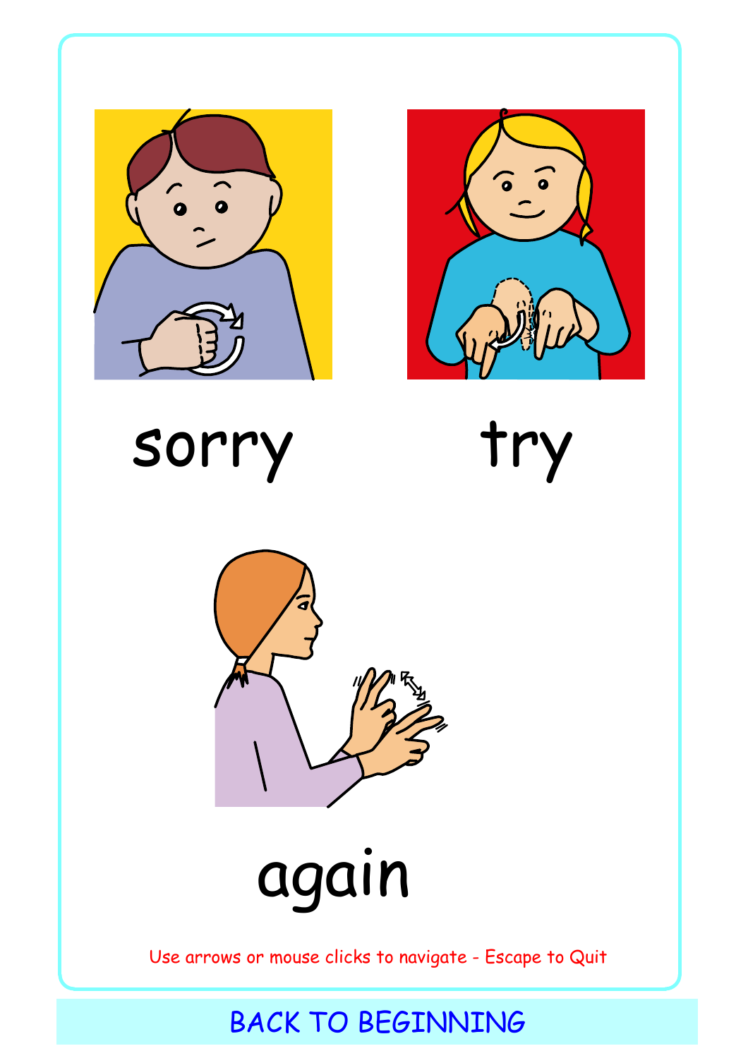sorry

try

again

Use arrows or mouse clicks to navigate - Escape to Quit

BACK TO BEGINNING